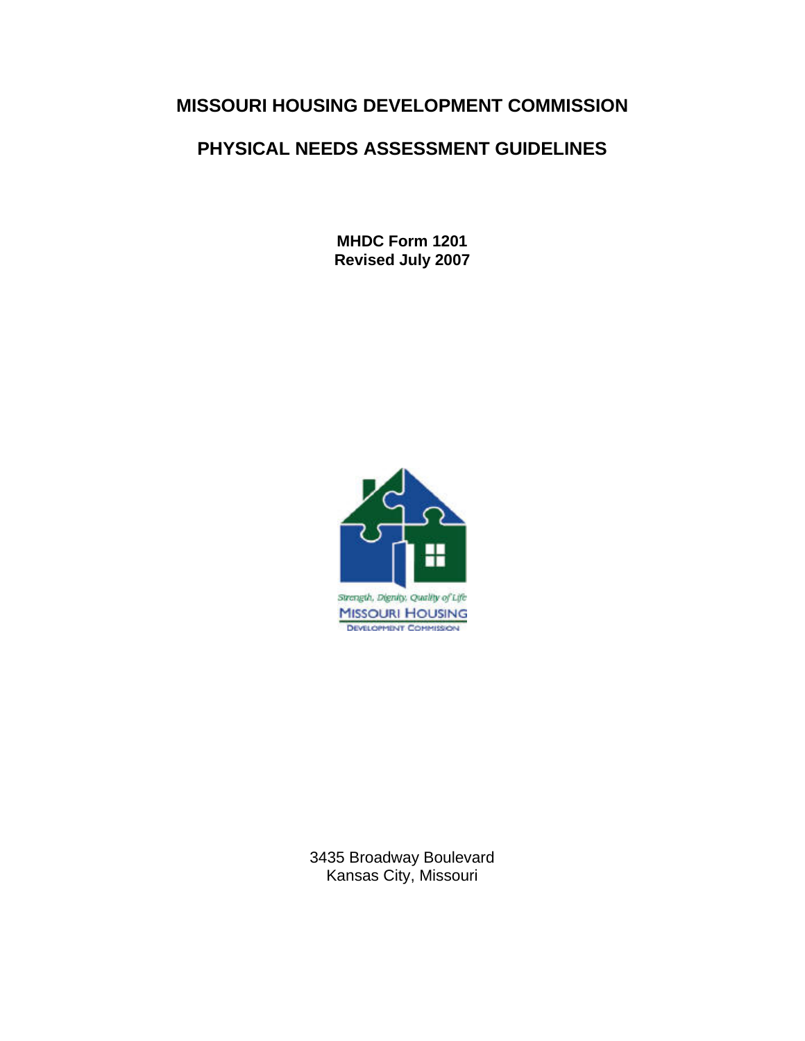# MISSOURI HOUSING DEVELOPMENT COMMISSION

# PHYSICAL NEEDS ASSESSMENT GUIDELINES

**MHDC Form 1201**
**Revised July 2007**

3435 Broadway Boulevard
Kansas City, Missouri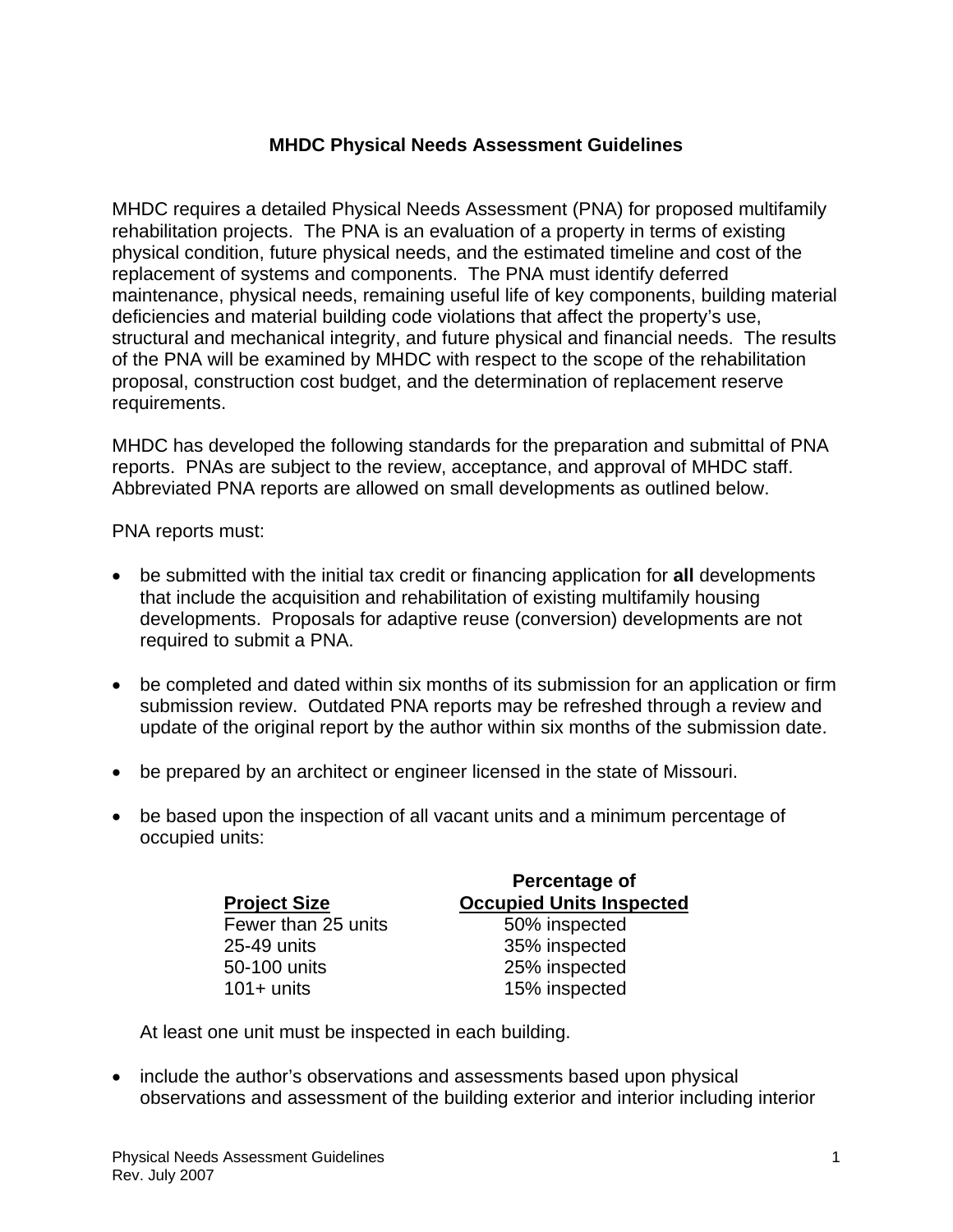## MHDC Physical Needs Assessment Guidelines

MHDC requires a detailed Physical Needs Assessment (PNA) for proposed multifamily rehabilitation projects. The PNA is an evaluation of a property in terms of existing physical condition, future physical needs, and the estimated timeline and cost of the replacement of systems and components. The PNA must identify deferred maintenance, physical needs, remaining useful life of key components, building material deficiencies and material building code violations that affect the property's use, structural and mechanical integrity, and future physical and financial needs. The results of the PNA will be examined by MHDC with respect to the scope of the rehabilitation proposal, construction cost budget, and the determination of replacement reserve requirements.

MHDC has developed the following standards for the preparation and submittal of PNA reports. PNAs are subject to the review, acceptance, and approval of MHDC staff. Abbreviated PNA reports are allowed on small developments as outlined below.

PNA reports must:

- be submitted with the initial tax credit or financing application for **all** developments that include the acquisition and rehabilitation of existing multifamily housing developments. Proposals for adaptive reuse (conversion) developments are not required to submit a PNA.
- be completed and dated within six months of its submission for an application or firm submission review. Outdated PNA reports may be refreshed through a review and update of the original report by the author within six months of the submission date.
- be prepared by an architect or engineer licensed in the state of Missouri.
- be based upon the inspection of all vacant units and a minimum percentage of occupied units:

| Project Size | Percentage of Occupied Units Inspected |
|---|---|
| Fewer than 25 units | 50% inspected |
| 25-49 units | 35% inspected |
| 50-100 units | 25% inspected |
| 101+ units | 15% inspected |

  At least one unit must be inspected in each building.

- include the author's observations and assessments based upon physical observations and assessment of the building exterior and interior including interior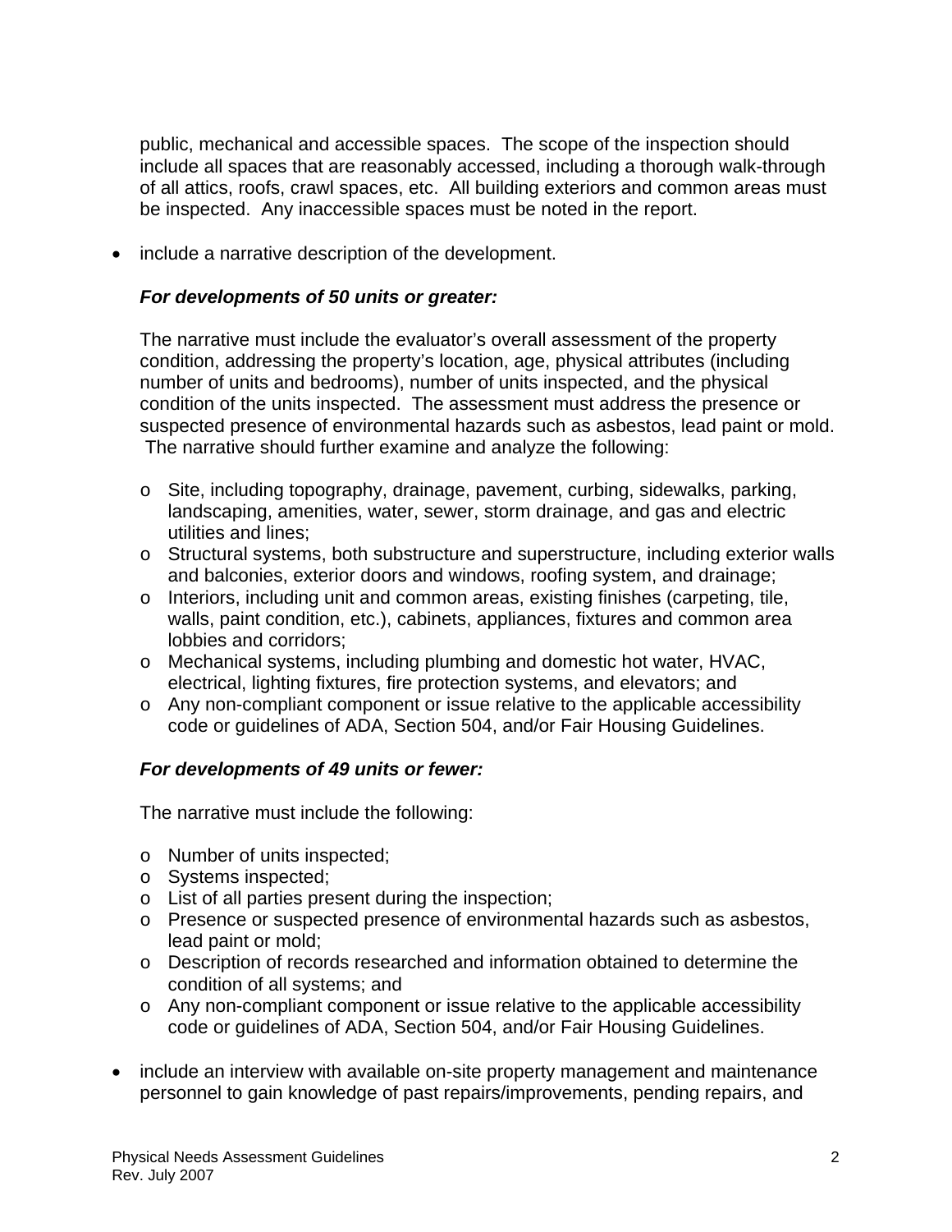public, mechanical and accessible spaces. The scope of the inspection should include all spaces that are reasonably accessed, including a thorough walk-through of all attics, roofs, crawl spaces, etc. All building exteriors and common areas must be inspected. Any inaccessible spaces must be noted in the report.

- include a narrative description of the development.

  ***For developments of 50 units or greater:***

  The narrative must include the evaluator's overall assessment of the property condition, addressing the property's location, age, physical attributes (including number of units and bedrooms), number of units inspected, and the physical condition of the units inspected. The assessment must address the presence or suspected presence of environmental hazards such as asbestos, lead paint or mold. The narrative should further examine and analyze the following:

  - Site, including topography, drainage, pavement, curbing, sidewalks, parking, landscaping, amenities, water, sewer, storm drainage, and gas and electric utilities and lines;
  - Structural systems, both substructure and superstructure, including exterior walls and balconies, exterior doors and windows, roofing system, and drainage;
  - Interiors, including unit and common areas, existing finishes (carpeting, tile, walls, paint condition, etc.), cabinets, appliances, fixtures and common area lobbies and corridors;
  - Mechanical systems, including plumbing and domestic hot water, HVAC, electrical, lighting fixtures, fire protection systems, and elevators; and
  - Any non-compliant component or issue relative to the applicable accessibility code or guidelines of ADA, Section 504, and/or Fair Housing Guidelines.

  ***For developments of 49 units or fewer:***

  The narrative must include the following:

  - Number of units inspected;
  - Systems inspected;
  - List of all parties present during the inspection;
  - Presence or suspected presence of environmental hazards such as asbestos, lead paint or mold;
  - Description of records researched and information obtained to determine the condition of all systems; and
  - Any non-compliant component or issue relative to the applicable accessibility code or guidelines of ADA, Section 504, and/or Fair Housing Guidelines.

- include an interview with available on-site property management and maintenance personnel to gain knowledge of past repairs/improvements, pending repairs, and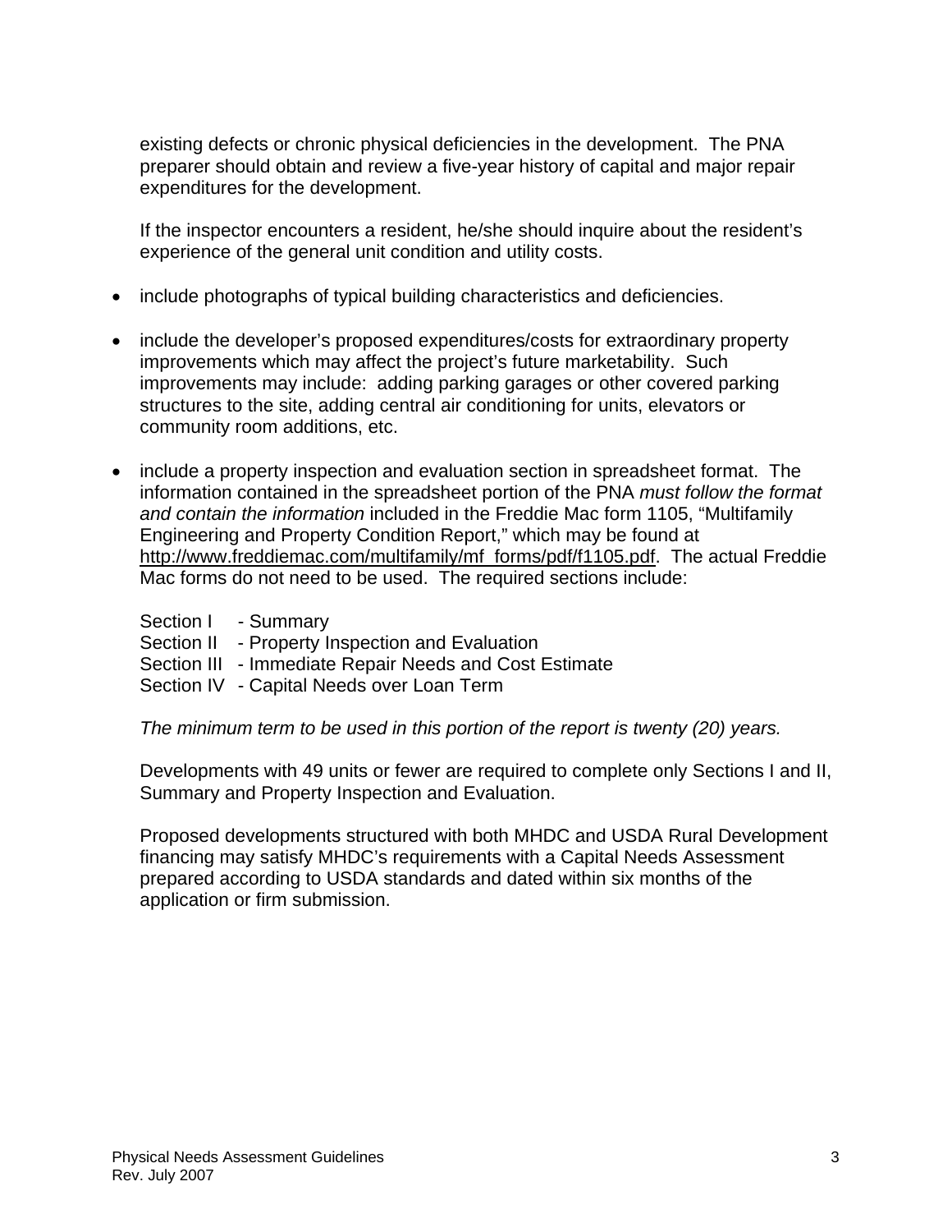existing defects or chronic physical deficiencies in the development. The PNA preparer should obtain and review a five-year history of capital and major repair expenditures for the development.

If the inspector encounters a resident, he/she should inquire about the resident's experience of the general unit condition and utility costs.

- include photographs of typical building characteristics and deficiencies.

- include the developer's proposed expenditures/costs for extraordinary property improvements which may affect the project's future marketability. Such improvements may include: adding parking garages or other covered parking structures to the site, adding central air conditioning for units, elevators or community room additions, etc.

- include a property inspection and evaluation section in spreadsheet format. The information contained in the spreadsheet portion of the PNA *must follow the format and contain the information* included in the Freddie Mac form 1105, "Multifamily Engineering and Property Condition Report," which may be found at http://www.freddiemac.com/multifamily/mf_forms/pdf/f1105.pdf. The actual Freddie Mac forms do not need to be used. The required sections include:

  Section I - Summary
  Section II - Property Inspection and Evaluation
  Section III - Immediate Repair Needs and Cost Estimate
  Section IV - Capital Needs over Loan Term

  *The minimum term to be used in this portion of the report is twenty (20) years.*

  Developments with 49 units or fewer are required to complete only Sections I and II, Summary and Property Inspection and Evaluation.

  Proposed developments structured with both MHDC and USDA Rural Development financing may satisfy MHDC's requirements with a Capital Needs Assessment prepared according to USDA standards and dated within six months of the application or firm submission.